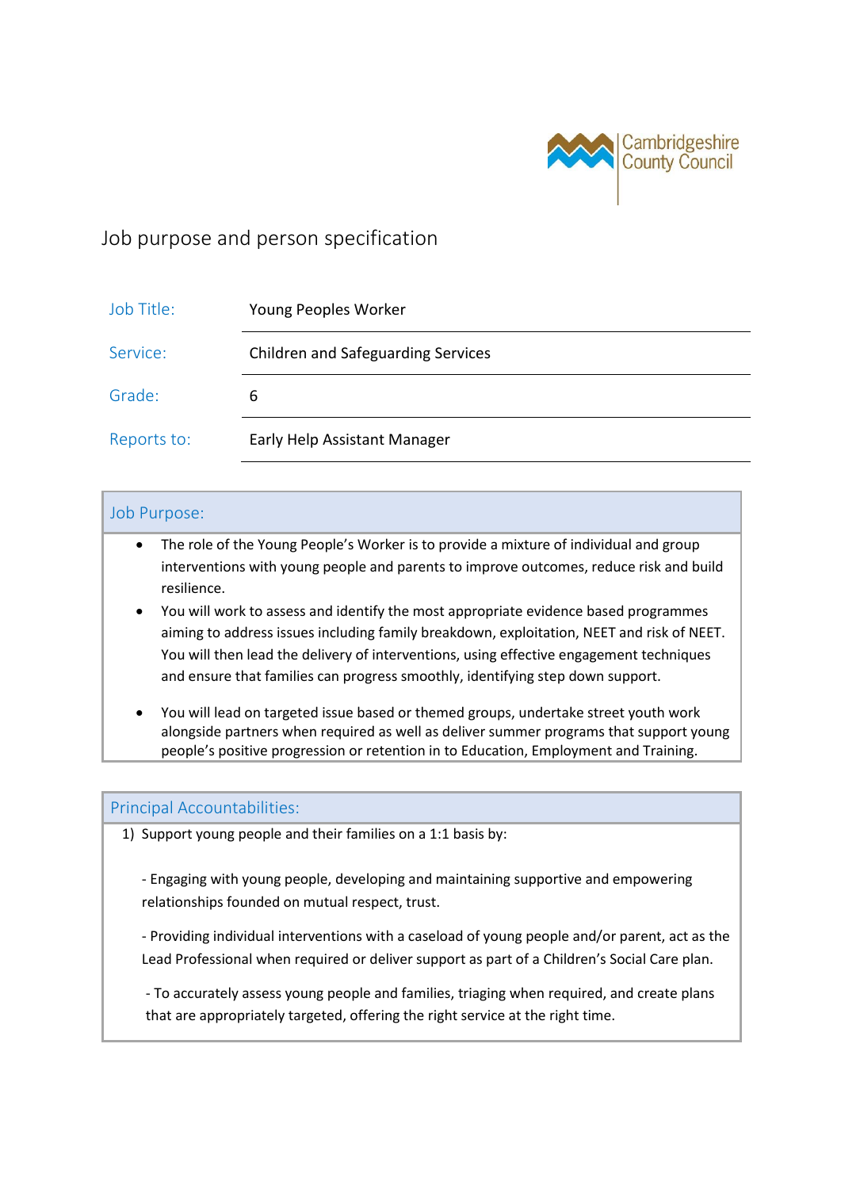Cambridgeshire County Council

# Job purpose and person specification

| Job Title: | Young Peoples Worker |
| --- | --- |
| Service: | Children and Safeguarding Services |
| Grade: | 6 |
| Reports to: | Early Help Assistant Manager |

## Job Purpose:

- The role of the Young People's Worker is to provide a mixture of individual and group interventions with young people and parents to improve outcomes, reduce risk and build resilience.
- You will work to assess and identify the most appropriate evidence based programmes aiming to address issues including family breakdown, exploitation, NEET and risk of NEET. You will then lead the delivery of interventions, using effective engagement techniques and ensure that families can progress smoothly, identifying step down support.
- You will lead on targeted issue based or themed groups, undertake street youth work alongside partners when required as well as deliver summer programs that support young people's positive progression or retention in to Education, Employment and Training.

## Principal Accountabilities:

1) Support young people and their families on a 1:1 basis by:

   - Engaging with young people, developing and maintaining supportive and empowering relationships founded on mutual respect, trust.

   - Providing individual interventions with a caseload of young people and/or parent, act as the Lead Professional when required or deliver support as part of a Children's Social Care plan.

   - To accurately assess young people and families, triaging when required, and create plans that are appropriately targeted, offering the right service at the right time.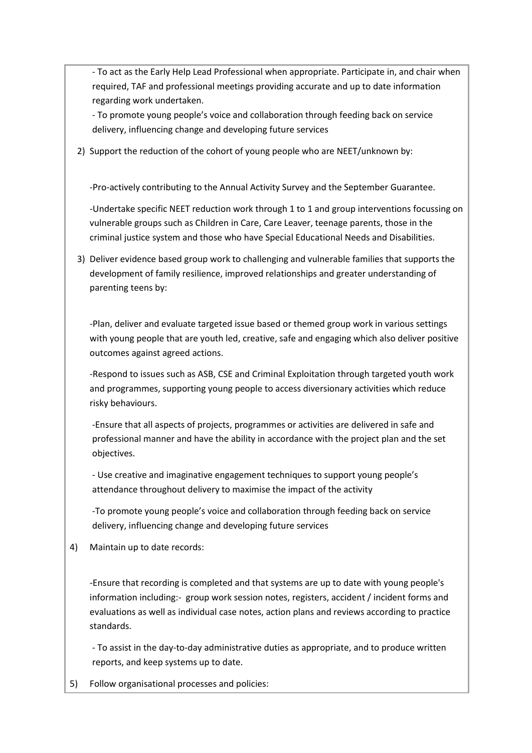- To act as the Early Help Lead Professional when appropriate. Participate in, and chair when required, TAF and professional meetings providing accurate and up to date information regarding work undertaken.

- To promote young people's voice and collaboration through feeding back on service delivery, influencing change and developing future services

2) Support the reduction of the cohort of young people who are NEET/unknown by:

   -Pro-actively contributing to the Annual Activity Survey and the September Guarantee.

   -Undertake specific NEET reduction work through 1 to 1 and group interventions focussing on vulnerable groups such as Children in Care, Care Leaver, teenage parents, those in the criminal justice system and those who have Special Educational Needs and Disabilities.

3) Deliver evidence based group work to challenging and vulnerable families that supports the development of family resilience, improved relationships and greater understanding of parenting teens by:

   -Plan, deliver and evaluate targeted issue based or themed group work in various settings with young people that are youth led, creative, safe and engaging which also deliver positive outcomes against agreed actions.

   -Respond to issues such as ASB, CSE and Criminal Exploitation through targeted youth work and programmes, supporting young people to access diversionary activities which reduce risky behaviours.

   -Ensure that all aspects of projects, programmes or activities are delivered in safe and professional manner and have the ability in accordance with the project plan and the set objectives.

   - Use creative and imaginative engagement techniques to support young people's attendance throughout delivery to maximise the impact of the activity

   -To promote young people's voice and collaboration through feeding back on service delivery, influencing change and developing future services

4) Maintain up to date records:

   -Ensure that recording is completed and that systems are up to date with young people's information including:- group work session notes, registers, accident / incident forms and evaluations as well as individual case notes, action plans and reviews according to practice standards.

   - To assist in the day-to-day administrative duties as appropriate, and to produce written reports, and keep systems up to date.

5) Follow organisational processes and policies: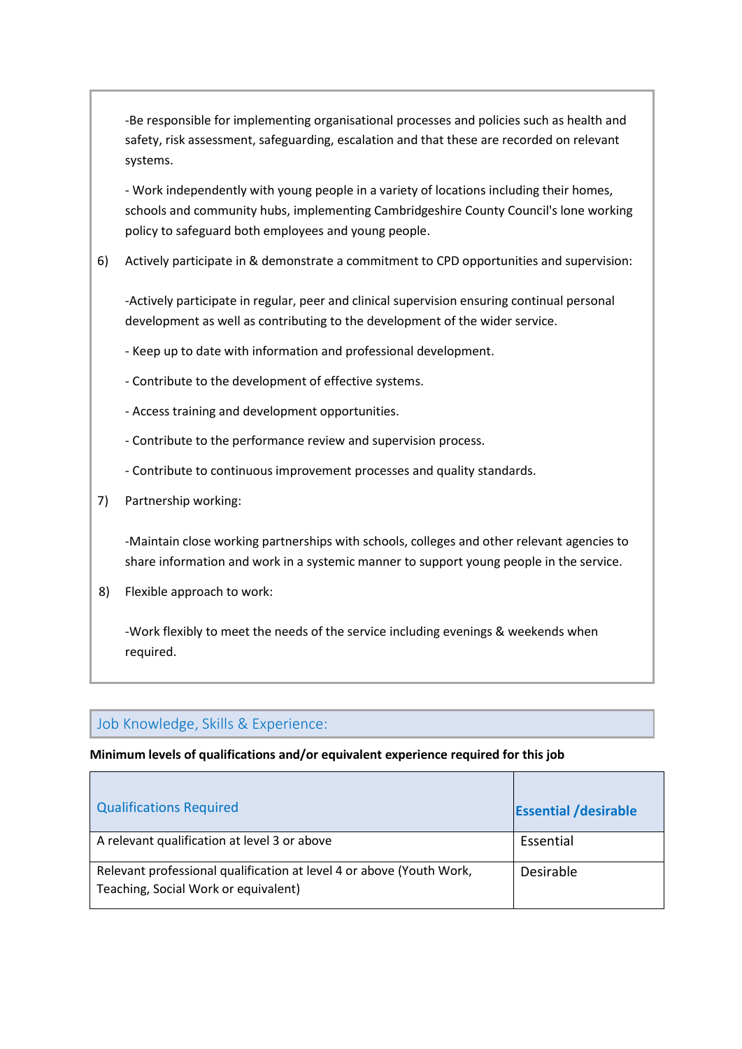-Be responsible for implementing organisational processes and policies such as health and safety, risk assessment, safeguarding, escalation and that these are recorded on relevant systems.

- Work independently with young people in a variety of locations including their homes, schools and community hubs, implementing Cambridgeshire County Council's lone working policy to safeguard both employees and young people.

6) Actively participate in & demonstrate a commitment to CPD opportunities and supervision:

   -Actively participate in regular, peer and clinical supervision ensuring continual personal development as well as contributing to the development of the wider service.

   - Keep up to date with information and professional development.

   - Contribute to the development of effective systems.

   - Access training and development opportunities.

   - Contribute to the performance review and supervision process.

   - Contribute to continuous improvement processes and quality standards.

7) Partnership working:

   -Maintain close working partnerships with schools, colleges and other relevant agencies to share information and work in a systemic manner to support young people in the service.

8) Flexible approach to work:

   -Work flexibly to meet the needs of the service including evenings & weekends when required.

## Job Knowledge, Skills & Experience:

**Minimum levels of qualifications and/or equivalent experience required for this job**

| Qualifications Required | **Essential /desirable** |
|---|---|
| A relevant qualification at level 3 or above | Essential |
| Relevant professional qualification at level 4 or above (Youth Work, Teaching, Social Work or equivalent) | Desirable |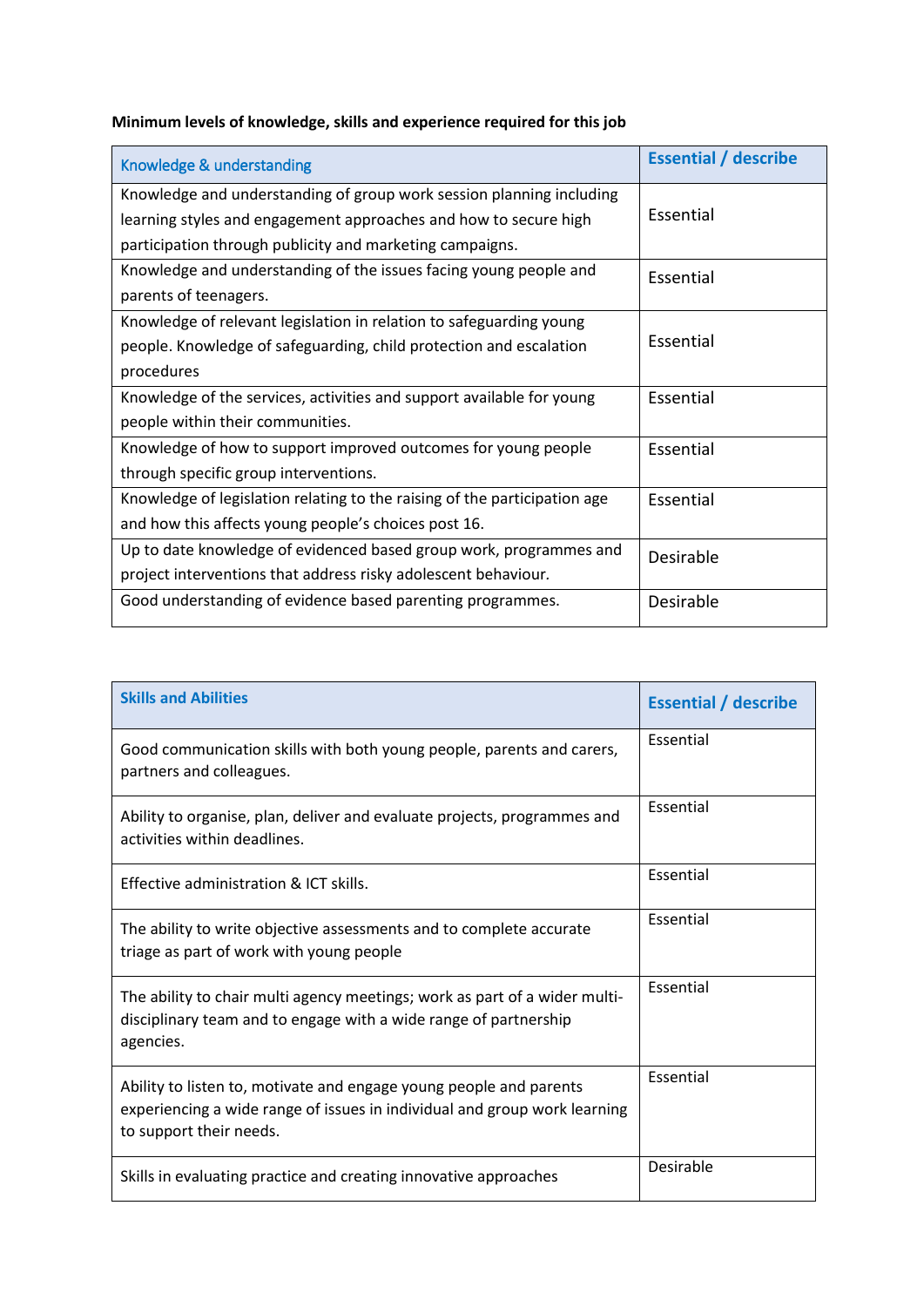**Minimum levels of knowledge, skills and experience required for this job**

| Knowledge & understanding | Essential / describe |
| --- | --- |
| Knowledge and understanding of group work session planning including learning styles and engagement approaches and how to secure high participation through publicity and marketing campaigns. | Essential |
| Knowledge and understanding of the issues facing young people and parents of teenagers. | Essential |
| Knowledge of relevant legislation in relation to safeguarding young people. Knowledge of safeguarding, child protection and escalation procedures | Essential |
| Knowledge of the services, activities and support available for young people within their communities. | Essential |
| Knowledge of how to support improved outcomes for young people through specific group interventions. | Essential |
| Knowledge of legislation relating to the raising of the participation age and how this affects young people's choices post 16. | Essential |
| Up to date knowledge of evidenced based group work, programmes and project interventions that address risky adolescent behaviour. | Desirable |
| Good understanding of evidence based parenting programmes. | Desirable |

| Skills and Abilities | Essential / describe |
| --- | --- |
| Good communication skills with both young people, parents and carers, partners and colleagues. | Essential |
| Ability to organise, plan, deliver and evaluate projects, programmes and activities within deadlines. | Essential |
| Effective administration & ICT skills. | Essential |
| The ability to write objective assessments and to complete accurate triage as part of work with young people | Essential |
| The ability to chair multi agency meetings; work as part of a wider multi-disciplinary team and to engage with a wide range of partnership agencies. | Essential |
| Ability to listen to, motivate and engage young people and parents experiencing a wide range of issues in individual and group work learning to support their needs. | Essential |
| Skills in evaluating practice and creating innovative approaches | Desirable |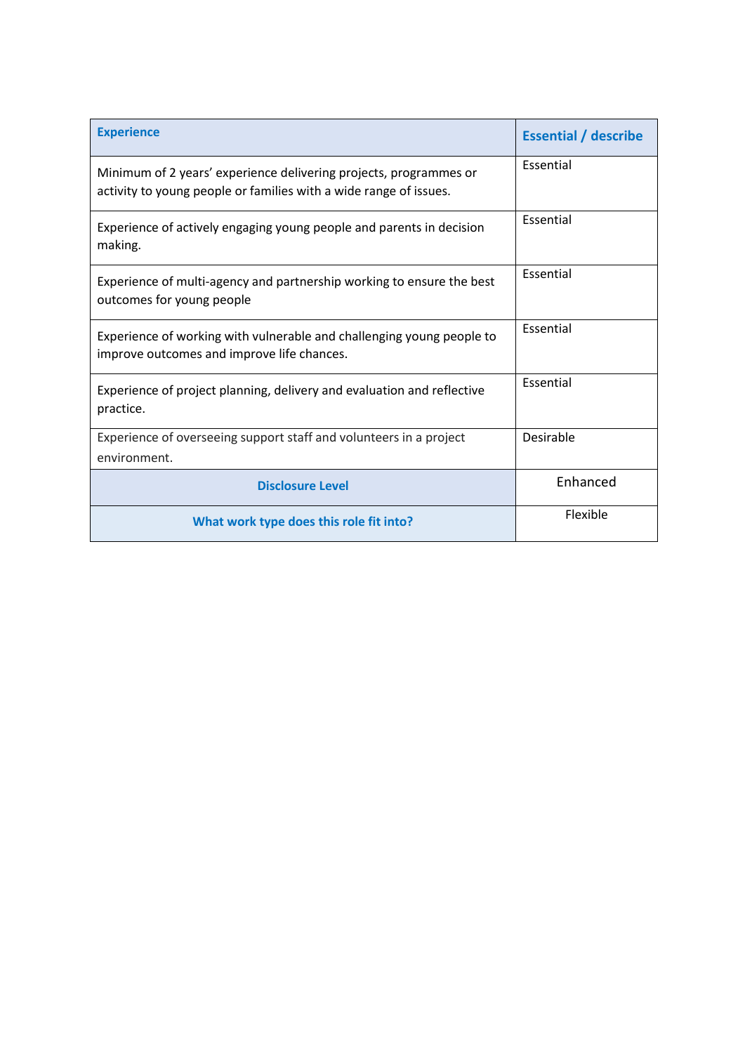| Experience | Essential / describe |
|---|---|
| Minimum of 2 years' experience delivering projects, programmes or activity to young people or families with a wide range of issues. | Essential |
| Experience of actively engaging young people and parents in decision making. | Essential |
| Experience of multi-agency and partnership working to ensure the best outcomes for young people | Essential |
| Experience of working with vulnerable and challenging young people to improve outcomes and improve life chances. | Essential |
| Experience of project planning, delivery and evaluation and reflective practice. | Essential |
| Experience of overseeing support staff and volunteers in a project environment. | Desirable |
| **Disclosure Level** | Enhanced |
| **What work type does this role fit into?** | Flexible |